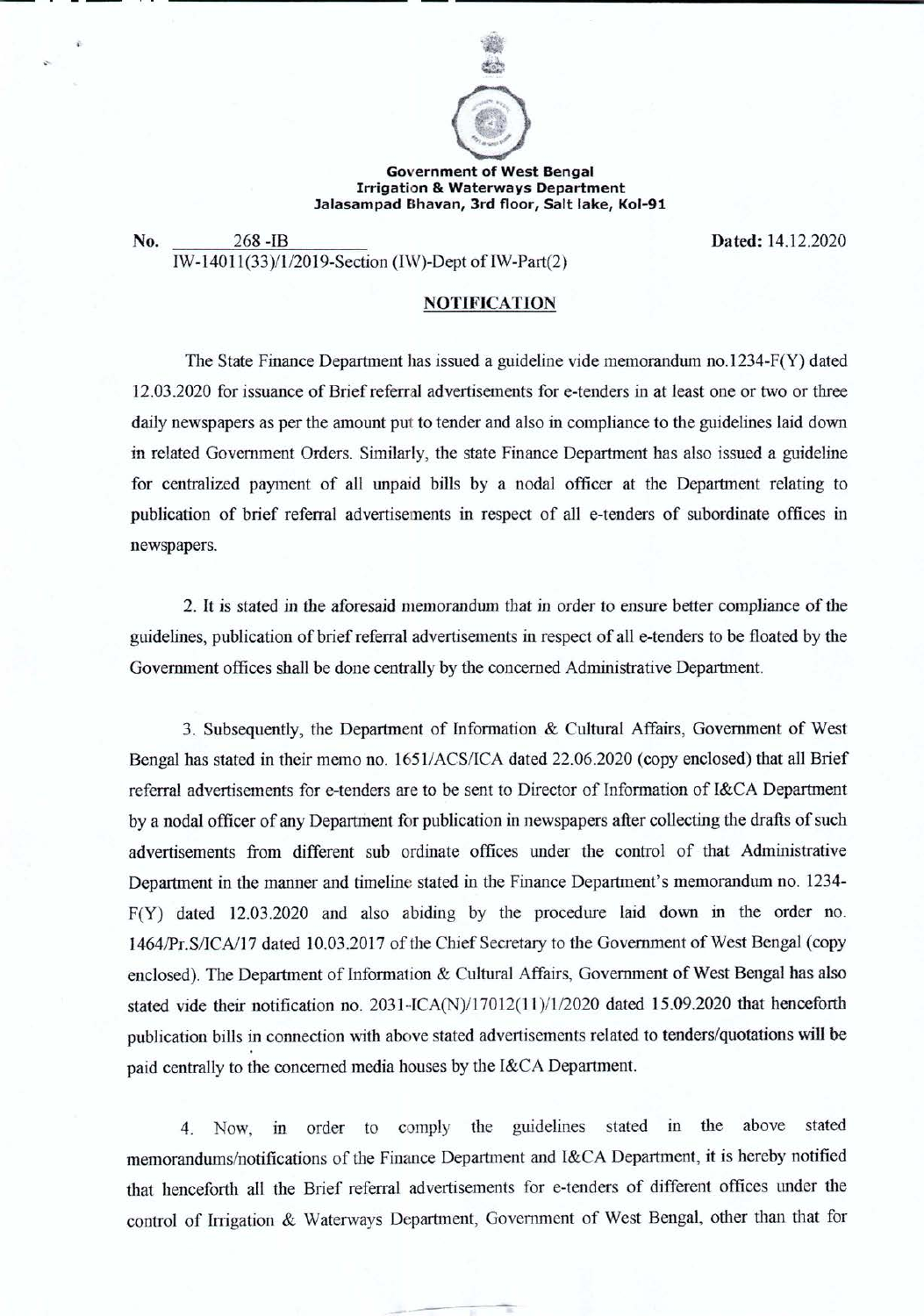**Government of West Bengal**
**Irrigation & Waterways Department**
**Jalasampad Bhavan, 3rd floor, Salt lake, Kol-91**

**No.** 268 -IB **Dated:** 14.12.2020

IW-14011(33)/1/2019-Section (IW)-Dept of IW-Part(2)

## NOTIFICATION

The State Finance Department has issued a guideline vide memorandum no.1234-F(Y) dated 12.03.2020 for issuance of Brief referral advertisements for e-tenders in at least one or two or three daily newspapers as per the amount put to tender and also in compliance to the guidelines laid down in related Government Orders. Similarly, the state Finance Department has also issued a guideline for centralized payment of all unpaid bills by a nodal officer at the Department relating to publication of brief referral advertisements in respect of all e-tenders of subordinate offices in newspapers.

2. It is stated in the aforesaid memorandum that in order to ensure better compliance of the guidelines, publication of brief referral advertisements in respect of all e-tenders to be floated by the Government offices shall be done centrally by the concerned Administrative Department.

3. Subsequently, the Department of Information & Cultural Affairs, Government of West Bengal has stated in their memo no. 1651/ACS/ICA dated 22.06.2020 (copy enclosed) that all Brief referral advertisements for e-tenders are to be sent to Director of Information of I&CA Department by a nodal officer of any Department for publication in newspapers after collecting the drafts of such advertisements from different sub ordinate offices under the control of that Administrative Department in the manner and timeline stated in the Finance Department's memorandum no. 1234-F(Y) dated 12.03.2020 and also abiding by the procedure laid down in the order no. 1464/Pr.S/ICA/17 dated 10.03.2017 of the Chief Secretary to the Government of West Bengal (copy enclosed). The Department of Information & Cultural Affairs, Government of West Bengal has also stated vide their notification no. 2031-ICA(N)/17012(11)/1/2020 dated 15.09.2020 that henceforth publication bills in connection with above stated advertisements related to tenders/quotations will be paid centrally to the concerned media houses by the I&CA Department.

4. Now, in order to comply the guidelines stated in the above stated memorandums/notifications of the Finance Department and I&CA Department, it is hereby notified that henceforth all the Brief referral advertisements for e-tenders of different offices under the control of Irrigation & Waterways Department, Government of West Bengal, other than that for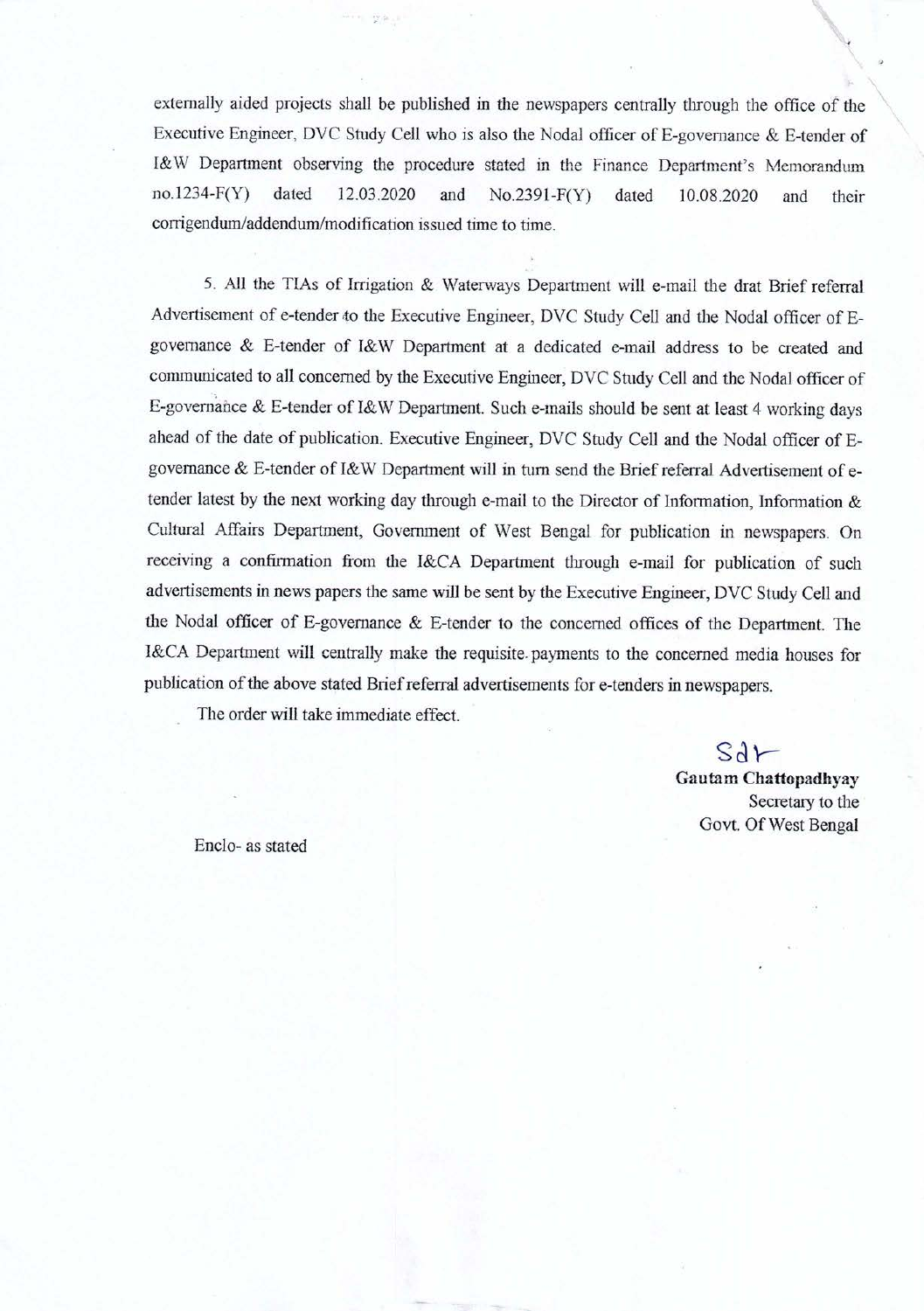externally aided projects shall be published in the newspapers centrally through the office of the Executive Engineer, DVC Study Cell who is also the Nodal officer of E-governance & E-tender of I&W Department observing the procedure stated in the Finance Department's Memorandum no.1234-F(Y) dated 12.03.2020 and No.2391-F(Y) dated 10.08.2020 and their corrigendum/addendum/modification issued time to time.

5. All the TIAs of Irrigation & Waterways Department will e-mail the drat Brief referral Advertisement of e-tender to the Executive Engineer, DVC Study Cell and the Nodal officer of E-governance & E-tender of I&W Department at a dedicated e-mail address to be created and communicated to all concerned by the Executive Engineer, DVC Study Cell and the Nodal officer of E-governance & E-tender of I&W Department. Such e-mails should be sent at least 4 working days ahead of the date of publication. Executive Engineer, DVC Study Cell and the Nodal officer of E-governance & E-tender of I&W Department will in turn send the Brief referral Advertisement of e-tender latest by the next working day through e-mail to the Director of Information, Information & Cultural Affairs Department, Government of West Bengal for publication in newspapers. On receiving a confirmation from the I&CA Department through e-mail for publication of such advertisements in news papers the same will be sent by the Executive Engineer, DVC Study Cell and the Nodal officer of E-governance & E-tender to the concerned offices of the Department. The I&CA Department will centrally make the requisite payments to the concerned media houses for publication of the above stated Brief referral advertisements for e-tenders in newspapers.

The order will take immediate effect.

Sd/-
**Gautam Chattopadhyay**
Secretary to the
Govt. Of West Bengal

Enclo- as stated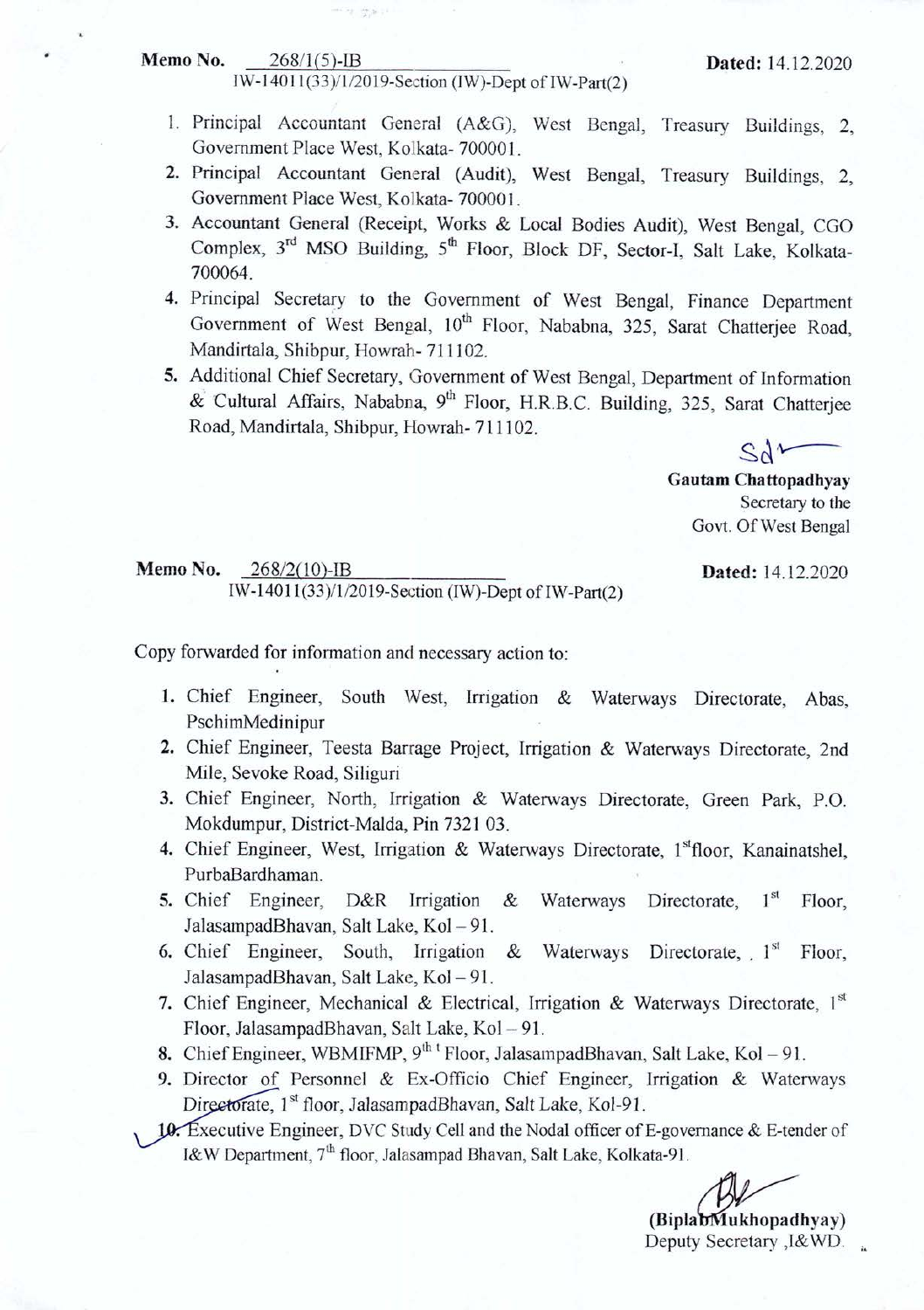**Memo No.** 268/1(5)-IB **Dated:** 14.12.2020

IW-14011(33)/1/2019-Section (IW)-Dept of IW-Part(2)

1. Principal Accountant General (A&G), West Bengal, Treasury Buildings, 2, Government Place West, Kolkata- 700001.
2. Principal Accountant General (Audit), West Bengal, Treasury Buildings, 2, Government Place West, Kolkata- 700001.
3. Accountant General (Receipt, Works & Local Bodies Audit), West Bengal, CGO Complex, 3rd MSO Building, 5th Floor, Block DF, Sector-I, Salt Lake, Kolkata- 700064.
4. Principal Secretary to the Government of West Bengal, Finance Department Government of West Bengal, 10th Floor, Nababna, 325, Sarat Chatterjee Road, Mandirtala, Shibpur, Howrah- 711102.
5. Additional Chief Secretary, Government of West Bengal, Department of Information & Cultural Affairs, Nababna, 9th Floor, H.R.B.C. Building, 325, Sarat Chatterjee Road, Mandirtala, Shibpur, Howrah- 711102.

Sd/-

**Gautam Chattopadhyay**
Secretary to the
Govt. Of West Bengal

**Memo No.** 268/2(10)-IB **Dated:** 14.12.2020

IW-14011(33)/1/2019-Section (IW)-Dept of IW-Part(2)

Copy forwarded for information and necessary action to:

1. Chief Engineer, South West, Irrigation & Waterways Directorate, Abas, PschimMedinipur
2. Chief Engineer, Teesta Barrage Project, Irrigation & Waterways Directorate, 2nd Mile, Sevoke Road, Siliguri
3. Chief Engineer, North, Irrigation & Waterways Directorate, Green Park, P.O. Mokdumpur, District-Malda, Pin 7321 03.
4. Chief Engineer, West, Irrigation & Waterways Directorate, 1st floor, Kanainatshel, PurbaBardhaman.
5. Chief Engineer, D&R Irrigation & Waterways Directorate, 1st Floor, JalasampadBhavan, Salt Lake, Kol – 91.
6. Chief Engineer, South, Irrigation & Waterways Directorate, 1st Floor, JalasampadBhavan, Salt Lake, Kol – 91.
7. Chief Engineer, Mechanical & Electrical, Irrigation & Waterways Directorate, 1st Floor, JalasampadBhavan, Salt Lake, Kol – 91.
8. Chief Engineer, WBMIFMP, 9th Floor, JalasampadBhavan, Salt Lake, Kol – 91.
9. Director of Personnel & Ex-Officio Chief Engineer, Irrigation & Waterways Directorate, 1st floor, JalasampadBhavan, Salt Lake, Kol-91.
10. Executive Engineer, DVC Study Cell and the Nodal officer of E-governance & E-tender of I&W Department, 7th floor, Jalasampad Bhavan, Salt Lake, Kolkata-91.

**(BiplabMukhopadhyay)**
Deputy Secretary ,I&WD.